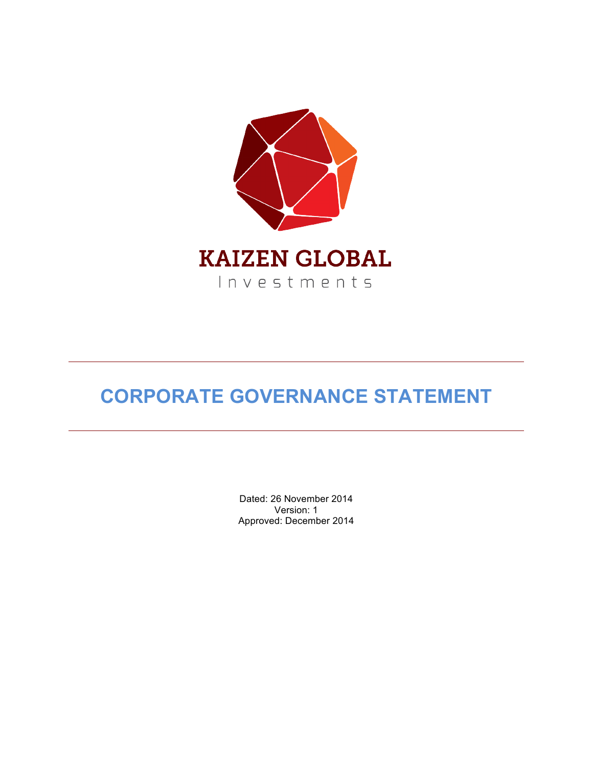KAIZEN GLOBAL

Investments

# CORPORATE GOVERNANCE STATEMENT

Dated: 26 November 2014
Version: 1
Approved: December 2014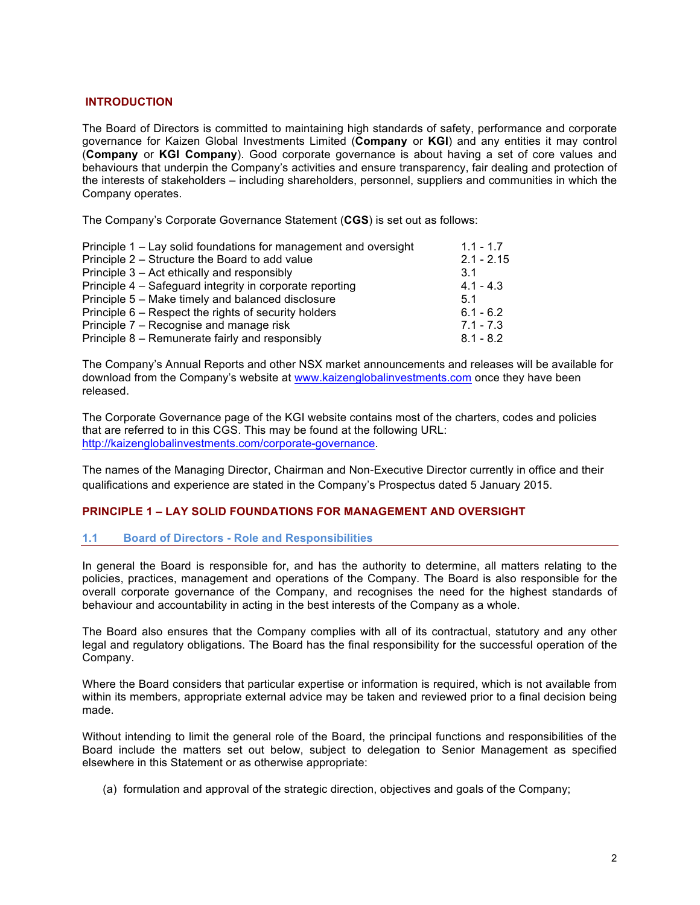## INTRODUCTION

The Board of Directors is committed to maintaining high standards of safety, performance and corporate governance for Kaizen Global Investments Limited (**Company** or **KGI**) and any entities it may control (**Company** or **KGI Company**). Good corporate governance is about having a set of core values and behaviours that underpin the Company's activities and ensure transparency, fair dealing and protection of the interests of stakeholders – including shareholders, personnel, suppliers and communities in which the Company operates.

The Company's Corporate Governance Statement (**CGS**) is set out as follows:

| | |
|---|---|
| Principle 1 – Lay solid foundations for management and oversight | 1.1 - 1.7 |
| Principle 2 – Structure the Board to add value | 2.1 - 2.15 |
| Principle 3 – Act ethically and responsibly | 3.1 |
| Principle 4 – Safeguard integrity in corporate reporting | 4.1 - 4.3 |
| Principle 5 – Make timely and balanced disclosure | 5.1 |
| Principle 6 – Respect the rights of security holders | 6.1 - 6.2 |
| Principle 7 – Recognise and manage risk | 7.1 - 7.3 |
| Principle 8 – Remunerate fairly and responsibly | 8.1 - 8.2 |

The Company's Annual Reports and other NSX market announcements and releases will be available for download from the Company's website at www.kaizenglobalinvestments.com once they have been released.

The Corporate Governance page of the KGI website contains most of the charters, codes and policies that are referred to in this CGS. This may be found at the following URL: http://kaizenglobalinvestments.com/corporate-governance.

The names of the Managing Director, Chairman and Non-Executive Director currently in office and their qualifications and experience are stated in the Company's Prospectus dated 5 January 2015.

## PRINCIPLE 1 – LAY SOLID FOUNDATIONS FOR MANAGEMENT AND OVERSIGHT

### 1.1 Board of Directors - Role and Responsibilities

In general the Board is responsible for, and has the authority to determine, all matters relating to the policies, practices, management and operations of the Company. The Board is also responsible for the overall corporate governance of the Company, and recognises the need for the highest standards of behaviour and accountability in acting in the best interests of the Company as a whole.

The Board also ensures that the Company complies with all of its contractual, statutory and any other legal and regulatory obligations. The Board has the final responsibility for the successful operation of the Company.

Where the Board considers that particular expertise or information is required, which is not available from within its members, appropriate external advice may be taken and reviewed prior to a final decision being made.

Without intending to limit the general role of the Board, the principal functions and responsibilities of the Board include the matters set out below, subject to delegation to Senior Management as specified elsewhere in this Statement or as otherwise appropriate:

(a) formulation and approval of the strategic direction, objectives and goals of the Company;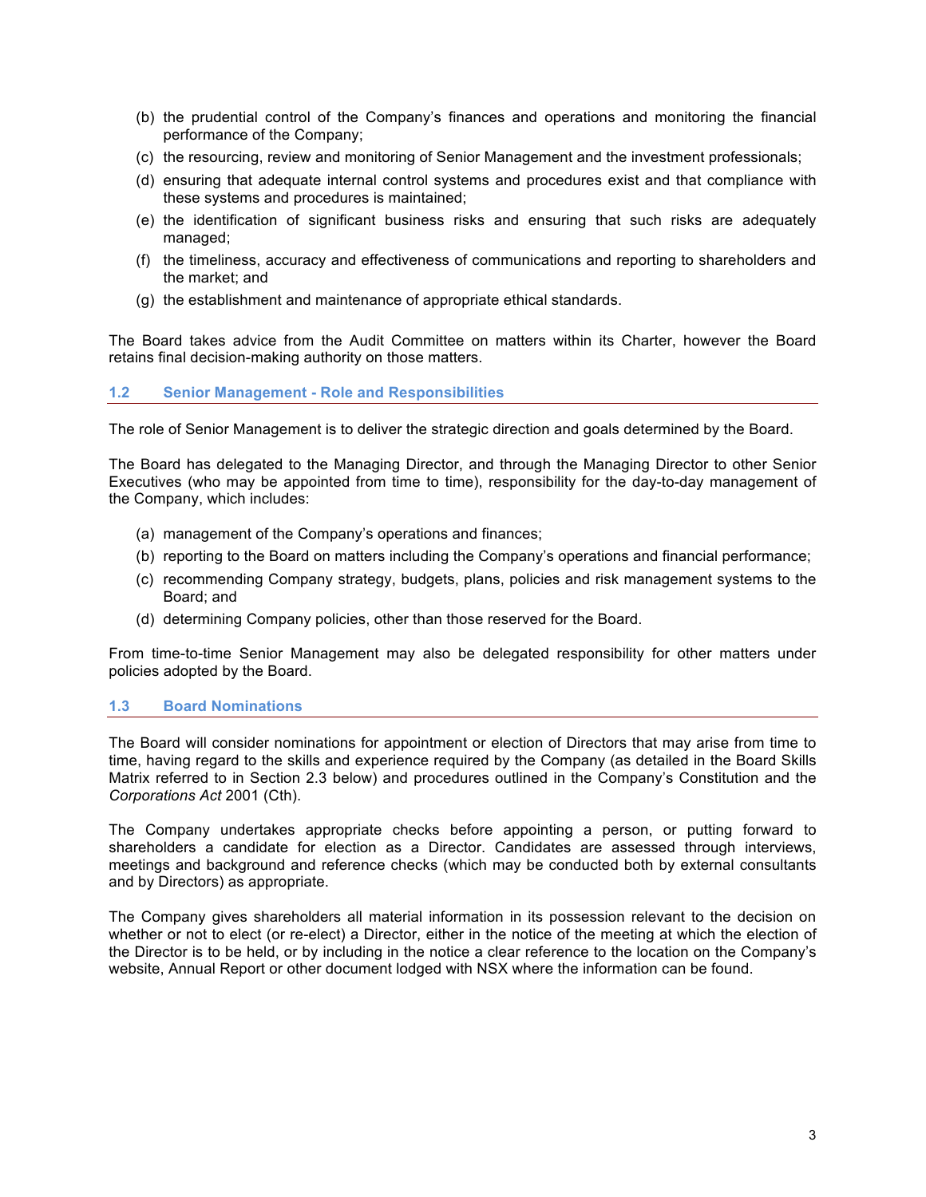(b) the prudential control of the Company's finances and operations and monitoring the financial performance of the Company;

(c) the resourcing, review and monitoring of Senior Management and the investment professionals;

(d) ensuring that adequate internal control systems and procedures exist and that compliance with these systems and procedures is maintained;

(e) the identification of significant business risks and ensuring that such risks are adequately managed;

(f) the timeliness, accuracy and effectiveness of communications and reporting to shareholders and the market; and

(g) the establishment and maintenance of appropriate ethical standards.

The Board takes advice from the Audit Committee on matters within its Charter, however the Board retains final decision-making authority on those matters.

### 1.2 Senior Management - Role and Responsibilities

The role of Senior Management is to deliver the strategic direction and goals determined by the Board.

The Board has delegated to the Managing Director, and through the Managing Director to other Senior Executives (who may be appointed from time to time), responsibility for the day-to-day management of the Company, which includes:

(a) management of the Company's operations and finances;

(b) reporting to the Board on matters including the Company's operations and financial performance;

(c) recommending Company strategy, budgets, plans, policies and risk management systems to the Board; and

(d) determining Company policies, other than those reserved for the Board.

From time-to-time Senior Management may also be delegated responsibility for other matters under policies adopted by the Board.

### 1.3 Board Nominations

The Board will consider nominations for appointment or election of Directors that may arise from time to time, having regard to the skills and experience required by the Company (as detailed in the Board Skills Matrix referred to in Section 2.3 below) and procedures outlined in the Company's Constitution and the *Corporations Act* 2001 (Cth).

The Company undertakes appropriate checks before appointing a person, or putting forward to shareholders a candidate for election as a Director. Candidates are assessed through interviews, meetings and background and reference checks (which may be conducted both by external consultants and by Directors) as appropriate.

The Company gives shareholders all material information in its possession relevant to the decision on whether or not to elect (or re-elect) a Director, either in the notice of the meeting at which the election of the Director is to be held, or by including in the notice a clear reference to the location on the Company's website, Annual Report or other document lodged with NSX where the information can be found.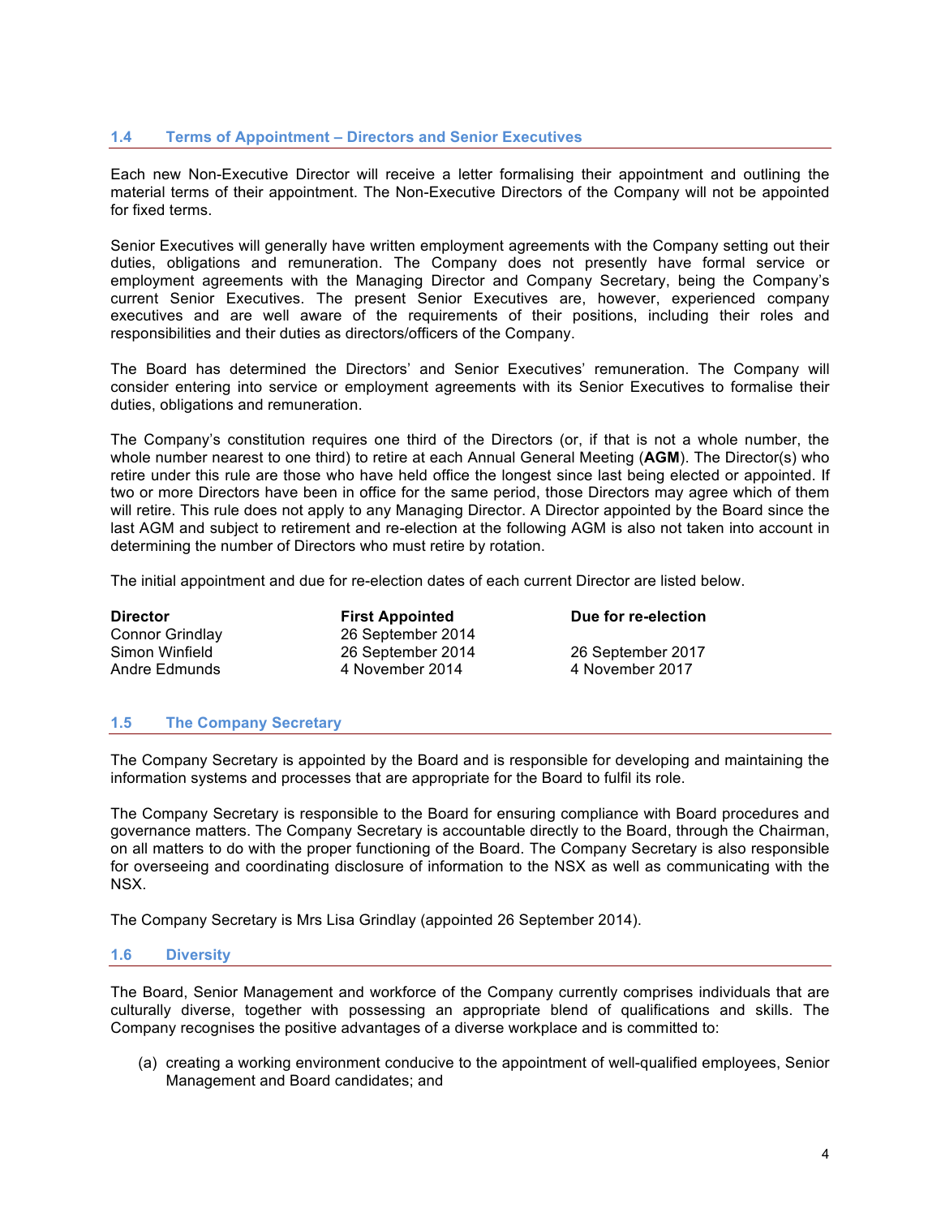### 1.4 Terms of Appointment – Directors and Senior Executives

Each new Non-Executive Director will receive a letter formalising their appointment and outlining the material terms of their appointment. The Non-Executive Directors of the Company will not be appointed for fixed terms.

Senior Executives will generally have written employment agreements with the Company setting out their duties, obligations and remuneration. The Company does not presently have formal service or employment agreements with the Managing Director and Company Secretary, being the Company's current Senior Executives. The present Senior Executives are, however, experienced company executives and are well aware of the requirements of their positions, including their roles and responsibilities and their duties as directors/officers of the Company.

The Board has determined the Directors' and Senior Executives' remuneration. The Company will consider entering into service or employment agreements with its Senior Executives to formalise their duties, obligations and remuneration.

The Company's constitution requires one third of the Directors (or, if that is not a whole number, the whole number nearest to one third) to retire at each Annual General Meeting (**AGM**). The Director(s) who retire under this rule are those who have held office the longest since last being elected or appointed. If two or more Directors have been in office for the same period, those Directors may agree which of them will retire. This rule does not apply to any Managing Director. A Director appointed by the Board since the last AGM and subject to retirement and re-election at the following AGM is also not taken into account in determining the number of Directors who must retire by rotation.

The initial appointment and due for re-election dates of each current Director are listed below.

| Director | First Appointed | Due for re-election |
|---|---|---|
| Connor Grindlay | 26 September 2014 | |
| Simon Winfield | 26 September 2014 | 26 September 2017 |
| Andre Edmunds | 4 November 2014 | 4 November 2017 |

### 1.5 The Company Secretary

The Company Secretary is appointed by the Board and is responsible for developing and maintaining the information systems and processes that are appropriate for the Board to fulfil its role.

The Company Secretary is responsible to the Board for ensuring compliance with Board procedures and governance matters. The Company Secretary is accountable directly to the Board, through the Chairman, on all matters to do with the proper functioning of the Board. The Company Secretary is also responsible for overseeing and coordinating disclosure of information to the NSX as well as communicating with the NSX.

The Company Secretary is Mrs Lisa Grindlay (appointed 26 September 2014).

### 1.6 Diversity

The Board, Senior Management and workforce of the Company currently comprises individuals that are culturally diverse, together with possessing an appropriate blend of qualifications and skills. The Company recognises the positive advantages of a diverse workplace and is committed to:

(a) creating a working environment conducive to the appointment of well-qualified employees, Senior Management and Board candidates; and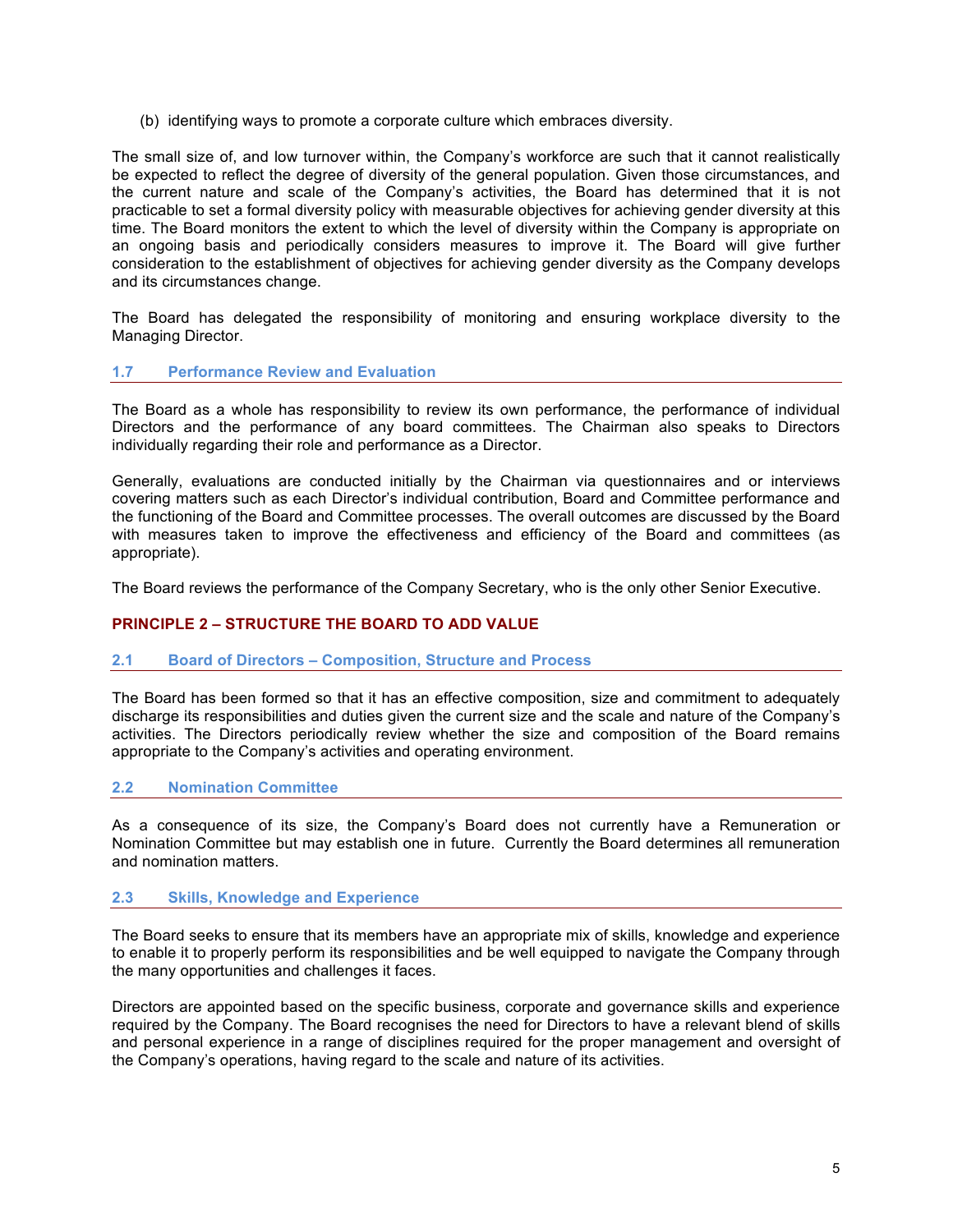(b) identifying ways to promote a corporate culture which embraces diversity.

The small size of, and low turnover within, the Company's workforce are such that it cannot realistically be expected to reflect the degree of diversity of the general population. Given those circumstances, and the current nature and scale of the Company's activities, the Board has determined that it is not practicable to set a formal diversity policy with measurable objectives for achieving gender diversity at this time. The Board monitors the extent to which the level of diversity within the Company is appropriate on an ongoing basis and periodically considers measures to improve it. The Board will give further consideration to the establishment of objectives for achieving gender diversity as the Company develops and its circumstances change.

The Board has delegated the responsibility of monitoring and ensuring workplace diversity to the Managing Director.

### 1.7 Performance Review and Evaluation

The Board as a whole has responsibility to review its own performance, the performance of individual Directors and the performance of any board committees. The Chairman also speaks to Directors individually regarding their role and performance as a Director.

Generally, evaluations are conducted initially by the Chairman via questionnaires and or interviews covering matters such as each Director's individual contribution, Board and Committee performance and the functioning of the Board and Committee processes. The overall outcomes are discussed by the Board with measures taken to improve the effectiveness and efficiency of the Board and committees (as appropriate).

The Board reviews the performance of the Company Secretary, who is the only other Senior Executive.

## PRINCIPLE 2 – STRUCTURE THE BOARD TO ADD VALUE

### 2.1 Board of Directors – Composition, Structure and Process

The Board has been formed so that it has an effective composition, size and commitment to adequately discharge its responsibilities and duties given the current size and the scale and nature of the Company's activities. The Directors periodically review whether the size and composition of the Board remains appropriate to the Company's activities and operating environment.

### 2.2 Nomination Committee

As a consequence of its size, the Company's Board does not currently have a Remuneration or Nomination Committee but may establish one in future. Currently the Board determines all remuneration and nomination matters.

### 2.3 Skills, Knowledge and Experience

The Board seeks to ensure that its members have an appropriate mix of skills, knowledge and experience to enable it to properly perform its responsibilities and be well equipped to navigate the Company through the many opportunities and challenges it faces.

Directors are appointed based on the specific business, corporate and governance skills and experience required by the Company. The Board recognises the need for Directors to have a relevant blend of skills and personal experience in a range of disciplines required for the proper management and oversight of the Company's operations, having regard to the scale and nature of its activities.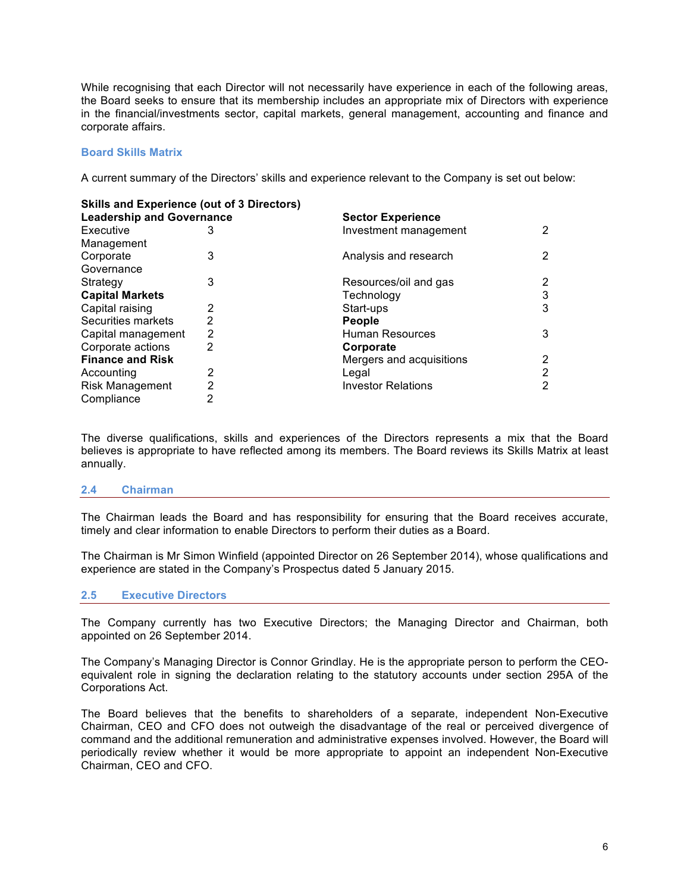While recognising that each Director will not necessarily have experience in each of the following areas, the Board seeks to ensure that its membership includes an appropriate mix of Directors with experience in the financial/investments sector, capital markets, general management, accounting and finance and corporate affairs.

### Board Skills Matrix

A current summary of the Directors' skills and experience relevant to the Company is set out below:

**Skills and Experience (out of 3 Directors)**

| **Leadership and Governance** | | **Sector Experience** | |
|---|---|---|---|
| Executive Management | 3 | Investment management | 2 |
| Corporate Governance | 3 | Analysis and research | 2 |
| Strategy | 3 | Resources/oil and gas | 2 |
| **Capital Markets** | | Technology | 3 |
| Capital raising | 2 | Start-ups | 3 |
| Securities markets | 2 | **People** | |
| Capital management | 2 | Human Resources | 3 |
| Corporate actions | 2 | **Corporate** | |
| **Finance and Risk** | | Mergers and acquisitions | 2 |
| Accounting | 2 | Legal | 2 |
| Risk Management | 2 | Investor Relations | 2 |
| Compliance | 2 | | |

The diverse qualifications, skills and experiences of the Directors represents a mix that the Board believes is appropriate to have reflected among its members. The Board reviews its Skills Matrix at least annually.

## 2.4 Chairman

The Chairman leads the Board and has responsibility for ensuring that the Board receives accurate, timely and clear information to enable Directors to perform their duties as a Board.

The Chairman is Mr Simon Winfield (appointed Director on 26 September 2014), whose qualifications and experience are stated in the Company's Prospectus dated 5 January 2015.

## 2.5 Executive Directors

The Company currently has two Executive Directors; the Managing Director and Chairman, both appointed on 26 September 2014.

The Company's Managing Director is Connor Grindlay. He is the appropriate person to perform the CEO-equivalent role in signing the declaration relating to the statutory accounts under section 295A of the Corporations Act.

The Board believes that the benefits to shareholders of a separate, independent Non-Executive Chairman, CEO and CFO does not outweigh the disadvantage of the real or perceived divergence of command and the additional remuneration and administrative expenses involved. However, the Board will periodically review whether it would be more appropriate to appoint an independent Non-Executive Chairman, CEO and CFO.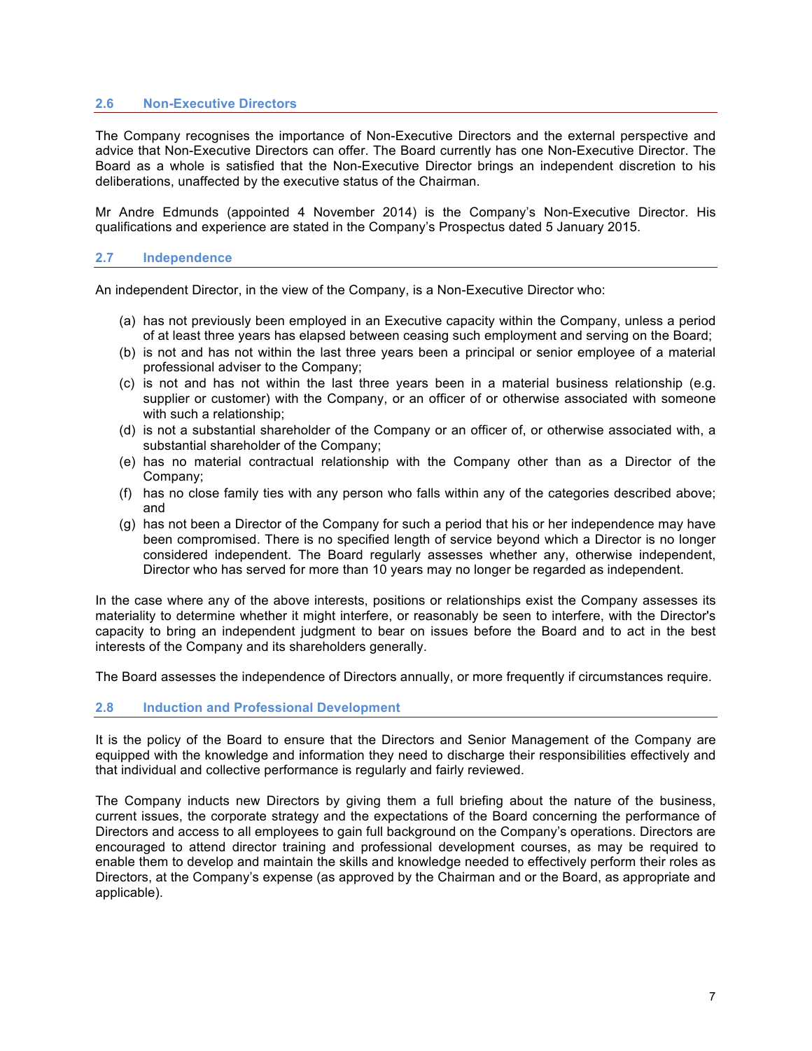## 2.6 Non-Executive Directors

The Company recognises the importance of Non-Executive Directors and the external perspective and advice that Non-Executive Directors can offer. The Board currently has one Non-Executive Director. The Board as a whole is satisfied that the Non-Executive Director brings an independent discretion to his deliberations, unaffected by the executive status of the Chairman.

Mr Andre Edmunds (appointed 4 November 2014) is the Company's Non-Executive Director. His qualifications and experience are stated in the Company's Prospectus dated 5 January 2015.

## 2.7 Independence

An independent Director, in the view of the Company, is a Non-Executive Director who:

(a) has not previously been employed in an Executive capacity within the Company, unless a period of at least three years has elapsed between ceasing such employment and serving on the Board;
(b) is not and has not within the last three years been a principal or senior employee of a material professional adviser to the Company;
(c) is not and has not within the last three years been in a material business relationship (e.g. supplier or customer) with the Company, or an officer of or otherwise associated with someone with such a relationship;
(d) is not a substantial shareholder of the Company or an officer of, or otherwise associated with, a substantial shareholder of the Company;
(e) has no material contractual relationship with the Company other than as a Director of the Company;
(f) has no close family ties with any person who falls within any of the categories described above; and
(g) has not been a Director of the Company for such a period that his or her independence may have been compromised. There is no specified length of service beyond which a Director is no longer considered independent. The Board regularly assesses whether any, otherwise independent, Director who has served for more than 10 years may no longer be regarded as independent.

In the case where any of the above interests, positions or relationships exist the Company assesses its materiality to determine whether it might interfere, or reasonably be seen to interfere, with the Director's capacity to bring an independent judgment to bear on issues before the Board and to act in the best interests of the Company and its shareholders generally.

The Board assesses the independence of Directors annually, or more frequently if circumstances require.

## 2.8 Induction and Professional Development

It is the policy of the Board to ensure that the Directors and Senior Management of the Company are equipped with the knowledge and information they need to discharge their responsibilities effectively and that individual and collective performance is regularly and fairly reviewed.

The Company inducts new Directors by giving them a full briefing about the nature of the business, current issues, the corporate strategy and the expectations of the Board concerning the performance of Directors and access to all employees to gain full background on the Company's operations. Directors are encouraged to attend director training and professional development courses, as may be required to enable them to develop and maintain the skills and knowledge needed to effectively perform their roles as Directors, at the Company's expense (as approved by the Chairman and or the Board, as appropriate and applicable).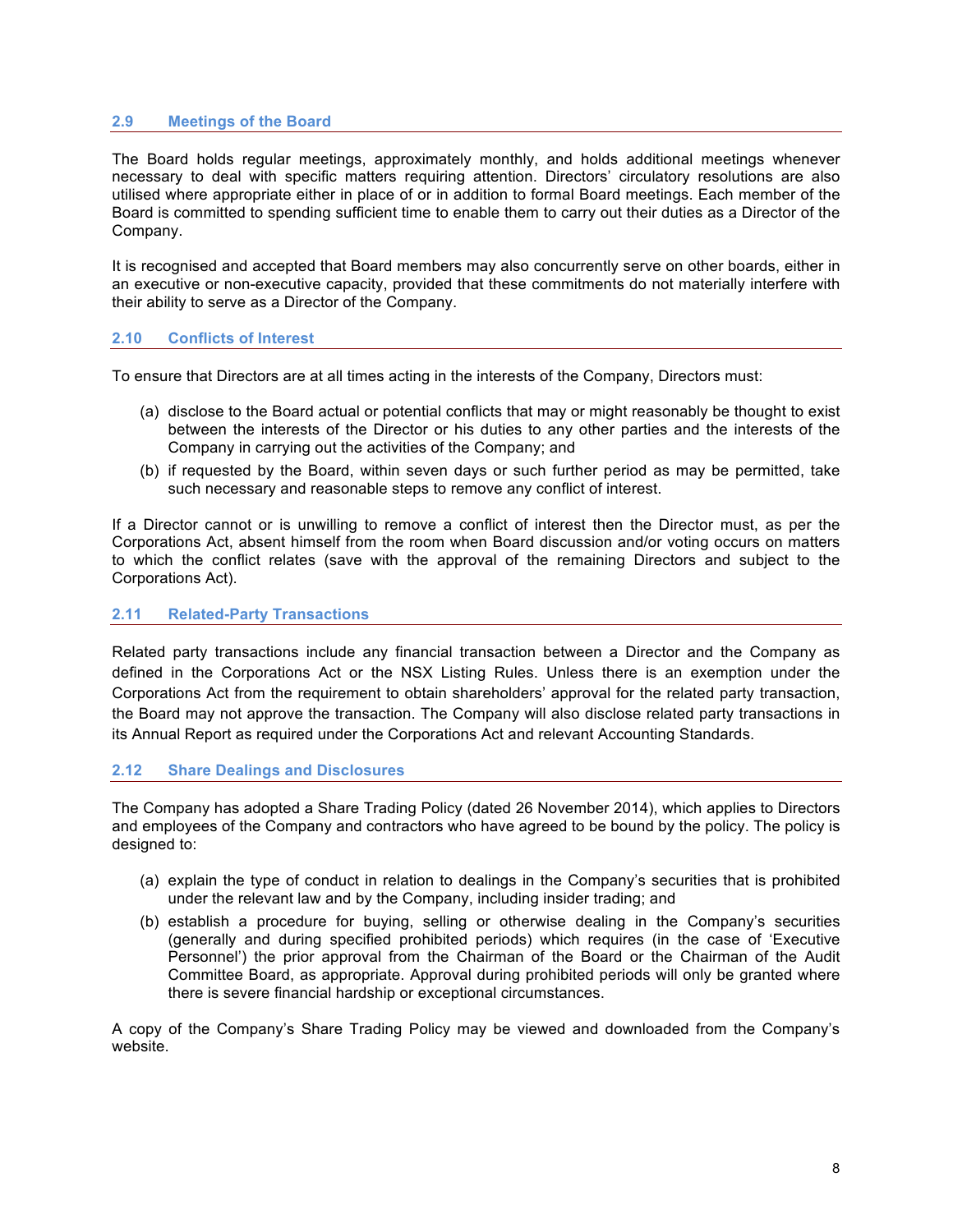## 2.9 Meetings of the Board

The Board holds regular meetings, approximately monthly, and holds additional meetings whenever necessary to deal with specific matters requiring attention. Directors' circulatory resolutions are also utilised where appropriate either in place of or in addition to formal Board meetings. Each member of the Board is committed to spending sufficient time to enable them to carry out their duties as a Director of the Company.

It is recognised and accepted that Board members may also concurrently serve on other boards, either in an executive or non-executive capacity, provided that these commitments do not materially interfere with their ability to serve as a Director of the Company.

## 2.10 Conflicts of Interest

To ensure that Directors are at all times acting in the interests of the Company, Directors must:

(a) disclose to the Board actual or potential conflicts that may or might reasonably be thought to exist between the interests of the Director or his duties to any other parties and the interests of the Company in carrying out the activities of the Company; and

(b) if requested by the Board, within seven days or such further period as may be permitted, take such necessary and reasonable steps to remove any conflict of interest.

If a Director cannot or is unwilling to remove a conflict of interest then the Director must, as per the Corporations Act, absent himself from the room when Board discussion and/or voting occurs on matters to which the conflict relates (save with the approval of the remaining Directors and subject to the Corporations Act).

## 2.11 Related-Party Transactions

Related party transactions include any financial transaction between a Director and the Company as defined in the Corporations Act or the NSX Listing Rules. Unless there is an exemption under the Corporations Act from the requirement to obtain shareholders' approval for the related party transaction, the Board may not approve the transaction. The Company will also disclose related party transactions in its Annual Report as required under the Corporations Act and relevant Accounting Standards.

## 2.12 Share Dealings and Disclosures

The Company has adopted a Share Trading Policy (dated 26 November 2014), which applies to Directors and employees of the Company and contractors who have agreed to be bound by the policy. The policy is designed to:

(a) explain the type of conduct in relation to dealings in the Company's securities that is prohibited under the relevant law and by the Company, including insider trading; and

(b) establish a procedure for buying, selling or otherwise dealing in the Company's securities (generally and during specified prohibited periods) which requires (in the case of 'Executive Personnel') the prior approval from the Chairman of the Board or the Chairman of the Audit Committee Board, as appropriate. Approval during prohibited periods will only be granted where there is severe financial hardship or exceptional circumstances.

A copy of the Company's Share Trading Policy may be viewed and downloaded from the Company's website.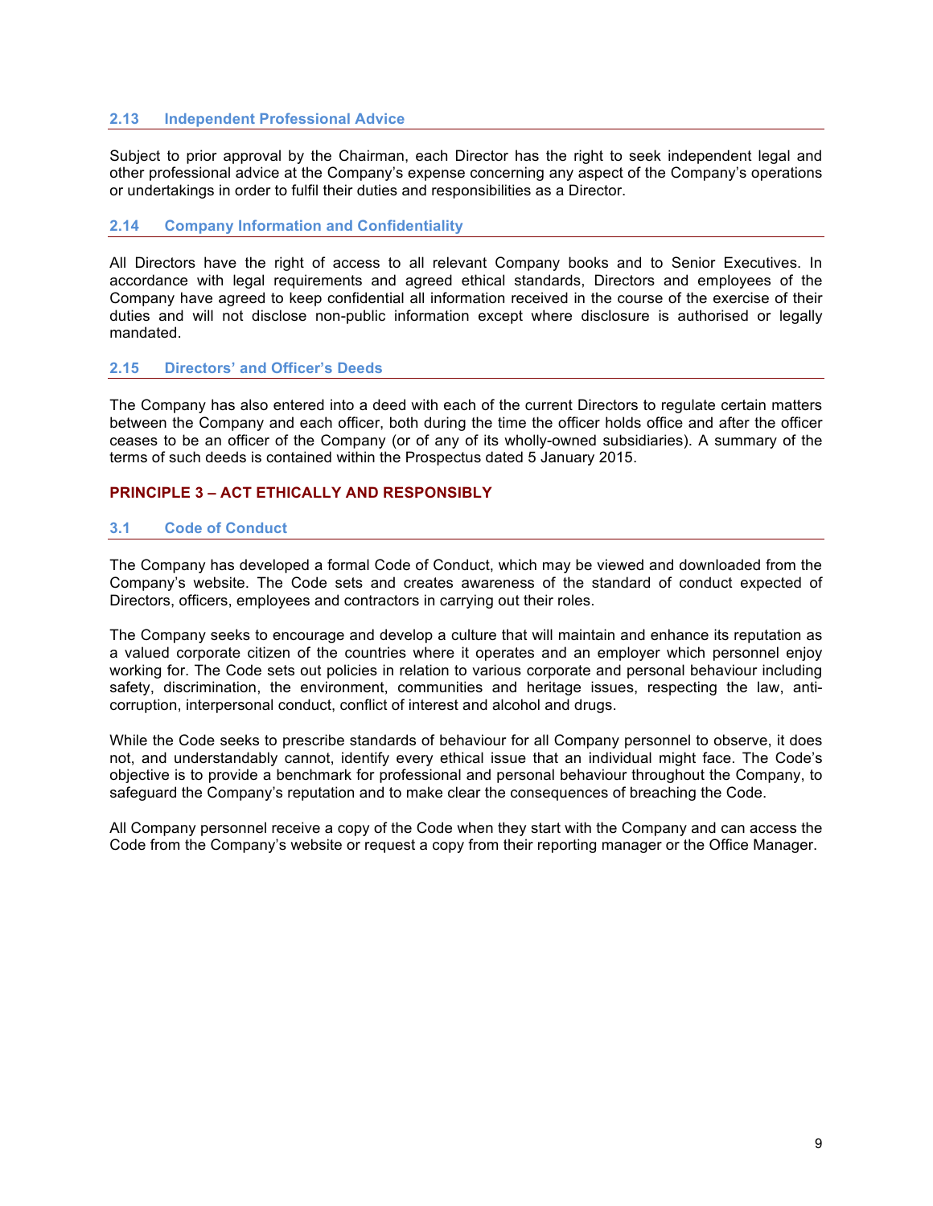### 2.13 Independent Professional Advice

Subject to prior approval by the Chairman, each Director has the right to seek independent legal and other professional advice at the Company's expense concerning any aspect of the Company's operations or undertakings in order to fulfil their duties and responsibilities as a Director.

### 2.14 Company Information and Confidentiality

All Directors have the right of access to all relevant Company books and to Senior Executives. In accordance with legal requirements and agreed ethical standards, Directors and employees of the Company have agreed to keep confidential all information received in the course of the exercise of their duties and will not disclose non-public information except where disclosure is authorised or legally mandated.

### 2.15 Directors' and Officer's Deeds

The Company has also entered into a deed with each of the current Directors to regulate certain matters between the Company and each officer, both during the time the officer holds office and after the officer ceases to be an officer of the Company (or of any of its wholly-owned subsidiaries). A summary of the terms of such deeds is contained within the Prospectus dated 5 January 2015.

## PRINCIPLE 3 – ACT ETHICALLY AND RESPONSIBLY

### 3.1 Code of Conduct

The Company has developed a formal Code of Conduct, which may be viewed and downloaded from the Company's website. The Code sets and creates awareness of the standard of conduct expected of Directors, officers, employees and contractors in carrying out their roles.

The Company seeks to encourage and develop a culture that will maintain and enhance its reputation as a valued corporate citizen of the countries where it operates and an employer which personnel enjoy working for. The Code sets out policies in relation to various corporate and personal behaviour including safety, discrimination, the environment, communities and heritage issues, respecting the law, anti-corruption, interpersonal conduct, conflict of interest and alcohol and drugs.

While the Code seeks to prescribe standards of behaviour for all Company personnel to observe, it does not, and understandably cannot, identify every ethical issue that an individual might face. The Code's objective is to provide a benchmark for professional and personal behaviour throughout the Company, to safeguard the Company's reputation and to make clear the consequences of breaching the Code.

All Company personnel receive a copy of the Code when they start with the Company and can access the Code from the Company's website or request a copy from their reporting manager or the Office Manager.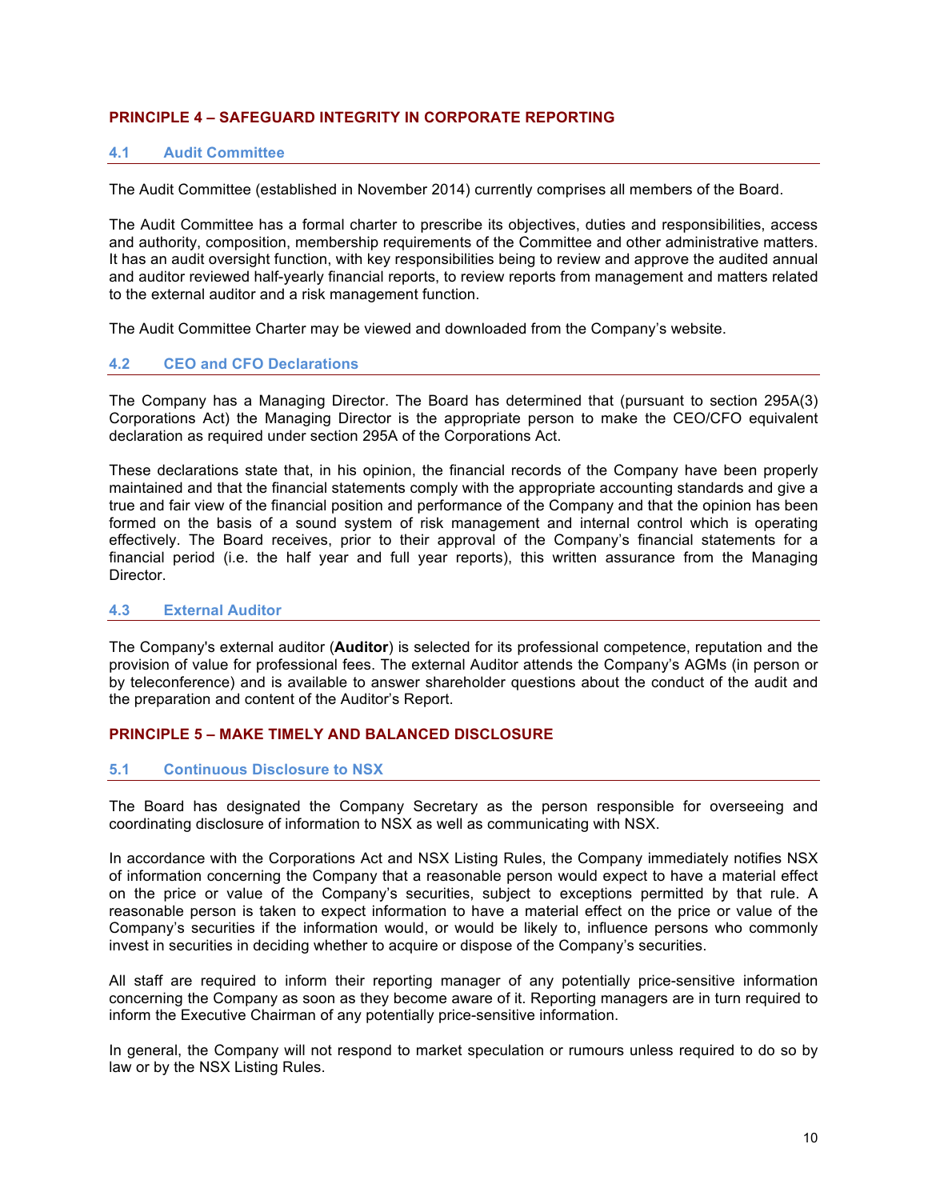## PRINCIPLE 4 – SAFEGUARD INTEGRITY IN CORPORATE REPORTING

### 4.1 Audit Committee

The Audit Committee (established in November 2014) currently comprises all members of the Board.

The Audit Committee has a formal charter to prescribe its objectives, duties and responsibilities, access and authority, composition, membership requirements of the Committee and other administrative matters. It has an audit oversight function, with key responsibilities being to review and approve the audited annual and auditor reviewed half-yearly financial reports, to review reports from management and matters related to the external auditor and a risk management function.

The Audit Committee Charter may be viewed and downloaded from the Company's website.

### 4.2 CEO and CFO Declarations

The Company has a Managing Director. The Board has determined that (pursuant to section 295A(3) Corporations Act) the Managing Director is the appropriate person to make the CEO/CFO equivalent declaration as required under section 295A of the Corporations Act.

These declarations state that, in his opinion, the financial records of the Company have been properly maintained and that the financial statements comply with the appropriate accounting standards and give a true and fair view of the financial position and performance of the Company and that the opinion has been formed on the basis of a sound system of risk management and internal control which is operating effectively. The Board receives, prior to their approval of the Company's financial statements for a financial period (i.e. the half year and full year reports), this written assurance from the Managing Director.

### 4.3 External Auditor

The Company's external auditor (**Auditor**) is selected for its professional competence, reputation and the provision of value for professional fees. The external Auditor attends the Company's AGMs (in person or by teleconference) and is available to answer shareholder questions about the conduct of the audit and the preparation and content of the Auditor's Report.

## PRINCIPLE 5 – MAKE TIMELY AND BALANCED DISCLOSURE

### 5.1 Continuous Disclosure to NSX

The Board has designated the Company Secretary as the person responsible for overseeing and coordinating disclosure of information to NSX as well as communicating with NSX.

In accordance with the Corporations Act and NSX Listing Rules, the Company immediately notifies NSX of information concerning the Company that a reasonable person would expect to have a material effect on the price or value of the Company's securities, subject to exceptions permitted by that rule. A reasonable person is taken to expect information to have a material effect on the price or value of the Company's securities if the information would, or would be likely to, influence persons who commonly invest in securities in deciding whether to acquire or dispose of the Company's securities.

All staff are required to inform their reporting manager of any potentially price-sensitive information concerning the Company as soon as they become aware of it. Reporting managers are in turn required to inform the Executive Chairman of any potentially price-sensitive information.

In general, the Company will not respond to market speculation or rumours unless required to do so by law or by the NSX Listing Rules.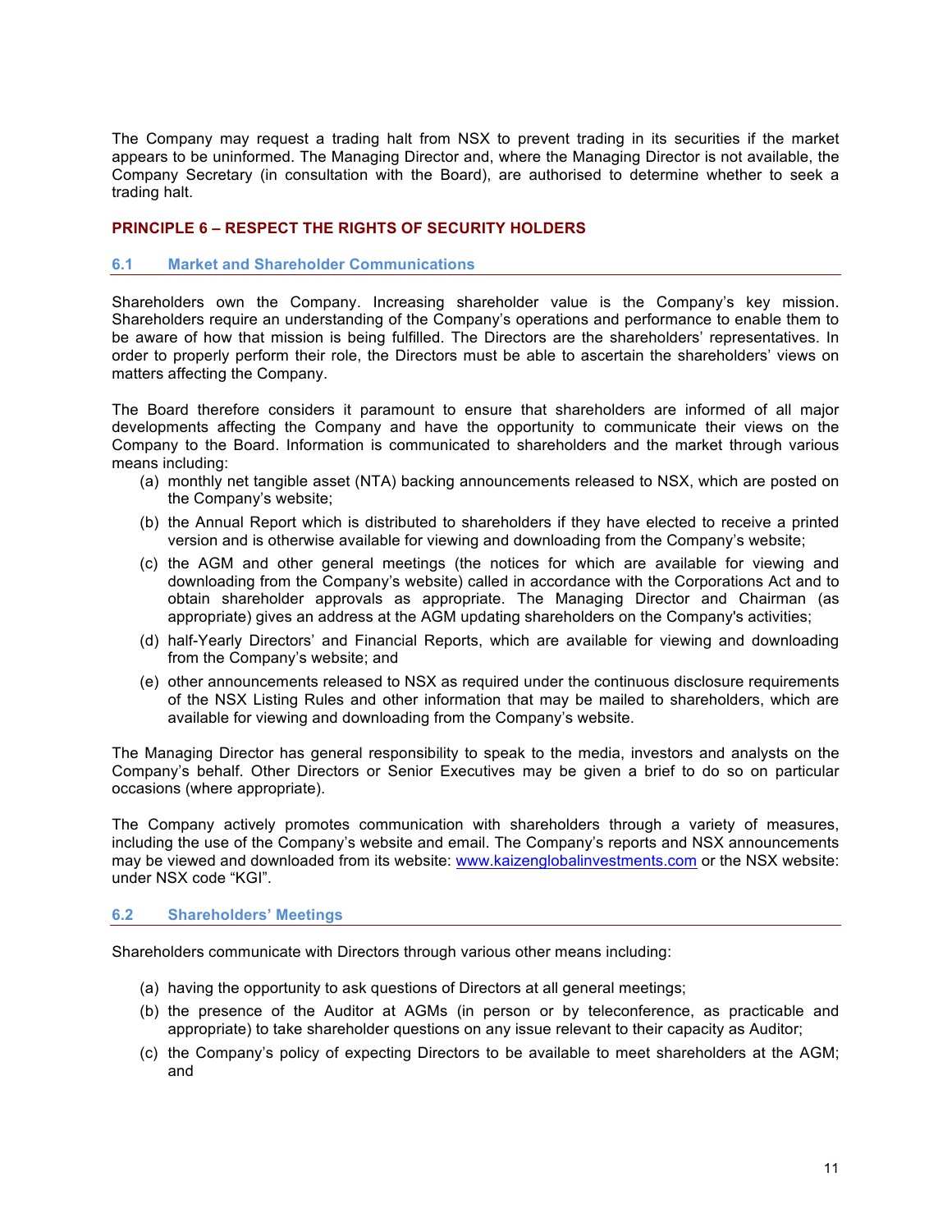The Company may request a trading halt from NSX to prevent trading in its securities if the market appears to be uninformed. The Managing Director and, where the Managing Director is not available, the Company Secretary (in consultation with the Board), are authorised to determine whether to seek a trading halt.

## PRINCIPLE 6 – RESPECT THE RIGHTS OF SECURITY HOLDERS

### 6.1 Market and Shareholder Communications

Shareholders own the Company. Increasing shareholder value is the Company's key mission. Shareholders require an understanding of the Company's operations and performance to enable them to be aware of how that mission is being fulfilled. The Directors are the shareholders' representatives. In order to properly perform their role, the Directors must be able to ascertain the shareholders' views on matters affecting the Company.

The Board therefore considers it paramount to ensure that shareholders are informed of all major developments affecting the Company and have the opportunity to communicate their views on the Company to the Board. Information is communicated to shareholders and the market through various means including:

(a) monthly net tangible asset (NTA) backing announcements released to NSX, which are posted on the Company's website;

(b) the Annual Report which is distributed to shareholders if they have elected to receive a printed version and is otherwise available for viewing and downloading from the Company's website;

(c) the AGM and other general meetings (the notices for which are available for viewing and downloading from the Company's website) called in accordance with the Corporations Act and to obtain shareholder approvals as appropriate. The Managing Director and Chairman (as appropriate) gives an address at the AGM updating shareholders on the Company's activities;

(d) half-Yearly Directors' and Financial Reports, which are available for viewing and downloading from the Company's website; and

(e) other announcements released to NSX as required under the continuous disclosure requirements of the NSX Listing Rules and other information that may be mailed to shareholders, which are available for viewing and downloading from the Company's website.

The Managing Director has general responsibility to speak to the media, investors and analysts on the Company's behalf. Other Directors or Senior Executives may be given a brief to do so on particular occasions (where appropriate).

The Company actively promotes communication with shareholders through a variety of measures, including the use of the Company's website and email. The Company's reports and NSX announcements may be viewed and downloaded from its website: www.kaizenglobalinvestments.com or the NSX website: under NSX code "KGI".

### 6.2 Shareholders' Meetings

Shareholders communicate with Directors through various other means including:

(a) having the opportunity to ask questions of Directors at all general meetings;

(b) the presence of the Auditor at AGMs (in person or by teleconference, as practicable and appropriate) to take shareholder questions on any issue relevant to their capacity as Auditor;

(c) the Company's policy of expecting Directors to be available to meet shareholders at the AGM; and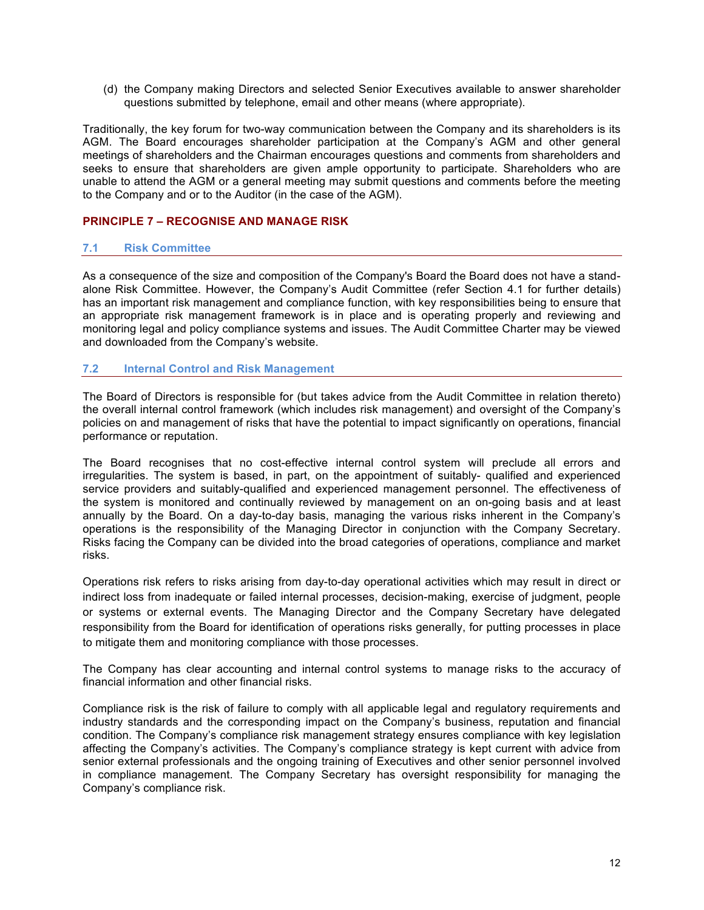(d) the Company making Directors and selected Senior Executives available to answer shareholder questions submitted by telephone, email and other means (where appropriate).

Traditionally, the key forum for two-way communication between the Company and its shareholders is its AGM. The Board encourages shareholder participation at the Company's AGM and other general meetings of shareholders and the Chairman encourages questions and comments from shareholders and seeks to ensure that shareholders are given ample opportunity to participate. Shareholders who are unable to attend the AGM or a general meeting may submit questions and comments before the meeting to the Company and or to the Auditor (in the case of the AGM).

## PRINCIPLE 7 – RECOGNISE AND MANAGE RISK

### 7.1 Risk Committee

As a consequence of the size and composition of the Company's Board the Board does not have a stand-alone Risk Committee. However, the Company's Audit Committee (refer Section 4.1 for further details) has an important risk management and compliance function, with key responsibilities being to ensure that an appropriate risk management framework is in place and is operating properly and reviewing and monitoring legal and policy compliance systems and issues. The Audit Committee Charter may be viewed and downloaded from the Company's website.

### 7.2 Internal Control and Risk Management

The Board of Directors is responsible for (but takes advice from the Audit Committee in relation thereto) the overall internal control framework (which includes risk management) and oversight of the Company's policies on and management of risks that have the potential to impact significantly on operations, financial performance or reputation.

The Board recognises that no cost-effective internal control system will preclude all errors and irregularities. The system is based, in part, on the appointment of suitably- qualified and experienced service providers and suitably-qualified and experienced management personnel. The effectiveness of the system is monitored and continually reviewed by management on an on-going basis and at least annually by the Board. On a day-to-day basis, managing the various risks inherent in the Company's operations is the responsibility of the Managing Director in conjunction with the Company Secretary. Risks facing the Company can be divided into the broad categories of operations, compliance and market risks.

Operations risk refers to risks arising from day-to-day operational activities which may result in direct or indirect loss from inadequate or failed internal processes, decision-making, exercise of judgment, people or systems or external events. The Managing Director and the Company Secretary have delegated responsibility from the Board for identification of operations risks generally, for putting processes in place to mitigate them and monitoring compliance with those processes.

The Company has clear accounting and internal control systems to manage risks to the accuracy of financial information and other financial risks.

Compliance risk is the risk of failure to comply with all applicable legal and regulatory requirements and industry standards and the corresponding impact on the Company's business, reputation and financial condition. The Company's compliance risk management strategy ensures compliance with key legislation affecting the Company's activities. The Company's compliance strategy is kept current with advice from senior external professionals and the ongoing training of Executives and other senior personnel involved in compliance management. The Company Secretary has oversight responsibility for managing the Company's compliance risk.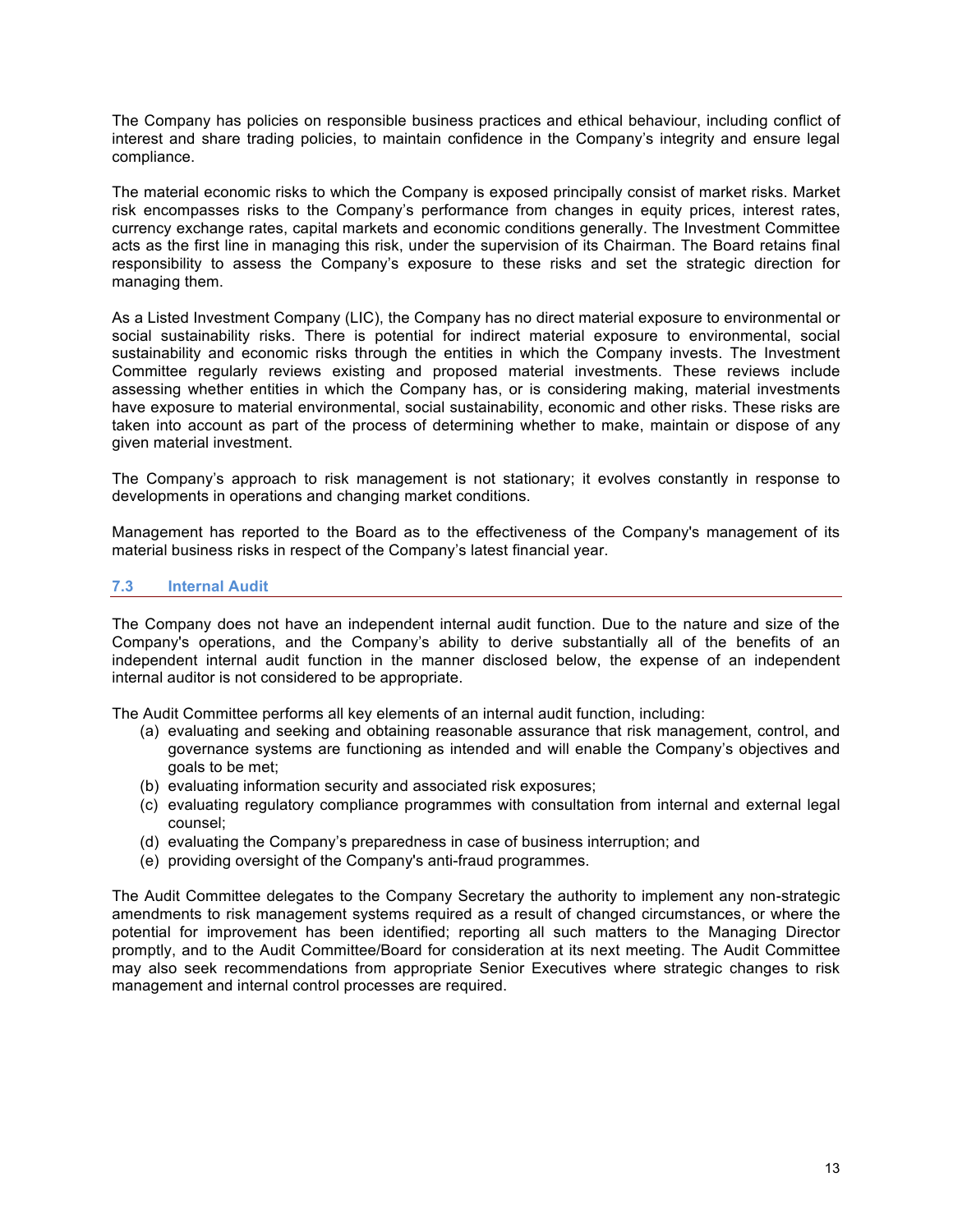The Company has policies on responsible business practices and ethical behaviour, including conflict of interest and share trading policies, to maintain confidence in the Company's integrity and ensure legal compliance.

The material economic risks to which the Company is exposed principally consist of market risks. Market risk encompasses risks to the Company's performance from changes in equity prices, interest rates, currency exchange rates, capital markets and economic conditions generally. The Investment Committee acts as the first line in managing this risk, under the supervision of its Chairman. The Board retains final responsibility to assess the Company's exposure to these risks and set the strategic direction for managing them.

As a Listed Investment Company (LIC), the Company has no direct material exposure to environmental or social sustainability risks. There is potential for indirect material exposure to environmental, social sustainability and economic risks through the entities in which the Company invests. The Investment Committee regularly reviews existing and proposed material investments. These reviews include assessing whether entities in which the Company has, or is considering making, material investments have exposure to material environmental, social sustainability, economic and other risks. These risks are taken into account as part of the process of determining whether to make, maintain or dispose of any given material investment.

The Company's approach to risk management is not stationary; it evolves constantly in response to developments in operations and changing market conditions.

Management has reported to the Board as to the effectiveness of the Company's management of its material business risks in respect of the Company's latest financial year.

### 7.3 Internal Audit

The Company does not have an independent internal audit function. Due to the nature and size of the Company's operations, and the Company's ability to derive substantially all of the benefits of an independent internal audit function in the manner disclosed below, the expense of an independent internal auditor is not considered to be appropriate.

The Audit Committee performs all key elements of an internal audit function, including:

(a) evaluating and seeking and obtaining reasonable assurance that risk management, control, and governance systems are functioning as intended and will enable the Company's objectives and goals to be met;
(b) evaluating information security and associated risk exposures;
(c) evaluating regulatory compliance programmes with consultation from internal and external legal counsel;
(d) evaluating the Company's preparedness in case of business interruption; and
(e) providing oversight of the Company's anti-fraud programmes.

The Audit Committee delegates to the Company Secretary the authority to implement any non-strategic amendments to risk management systems required as a result of changed circumstances, or where the potential for improvement has been identified; reporting all such matters to the Managing Director promptly, and to the Audit Committee/Board for consideration at its next meeting. The Audit Committee may also seek recommendations from appropriate Senior Executives where strategic changes to risk management and internal control processes are required.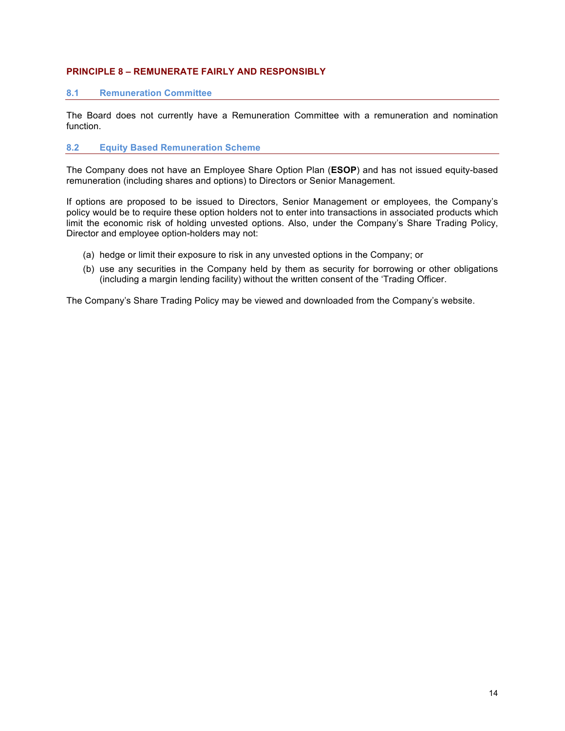## PRINCIPLE 8 – REMUNERATE FAIRLY AND RESPONSIBLY

### 8.1 Remuneration Committee

The Board does not currently have a Remuneration Committee with a remuneration and nomination function.

### 8.2 Equity Based Remuneration Scheme

The Company does not have an Employee Share Option Plan (**ESOP**) and has not issued equity-based remuneration (including shares and options) to Directors or Senior Management.

If options are proposed to be issued to Directors, Senior Management or employees, the Company's policy would be to require these option holders not to enter into transactions in associated products which limit the economic risk of holding unvested options. Also, under the Company's Share Trading Policy, Director and employee option-holders may not:

(a) hedge or limit their exposure to risk in any unvested options in the Company; or

(b) use any securities in the Company held by them as security for borrowing or other obligations (including a margin lending facility) without the written consent of the 'Trading Officer.

The Company's Share Trading Policy may be viewed and downloaded from the Company's website.